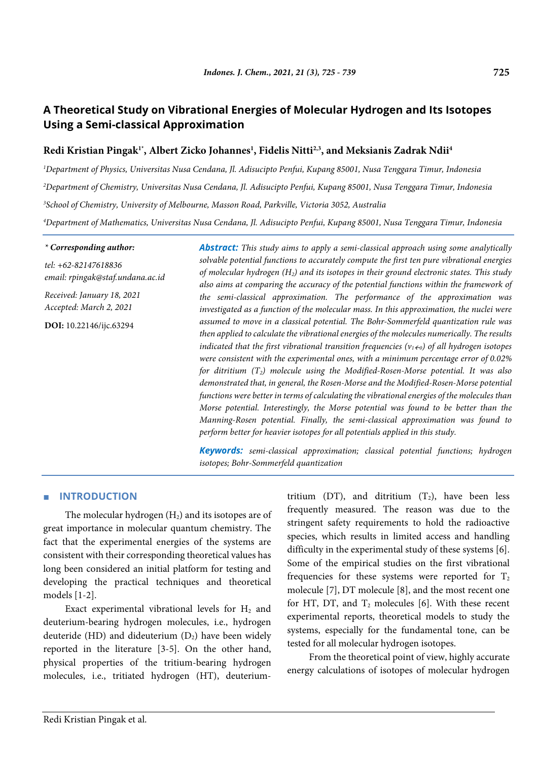# A Theoretical Study on Vibrational Energies of Molecular Hydrogen and Its Isotopes Using a Semi-classical Approximation

**Redi Kristian Pingak[1*], Albert Zicko Johannes[1], Fidelis Nitti[2,3], and Meksianis Zadrak Ndii[4]**

[1]Department of Physics, Universitas Nusa Cendana, Jl. Adisucipto Penfui, Kupang 85001, Nusa Tenggara Timur, Indonesia

[2]Department of Chemistry, Universitas Nusa Cendana, Jl. Adisucipto Penfui, Kupang 85001, Nusa Tenggara Timur, Indonesia

[3]School of Chemistry, University of Melbourne, Masson Road, Parkville, Victoria 3052, Australia

[4]Department of Mathematics, Universitas Nusa Cendana, Jl. Adisucipto Penfui, Kupang 85001, Nusa Tenggara Timur, Indonesia

*\* Corresponding author:*

*tel: +62-82147618836*

*email: rpingak@staf.undana.ac.id*

*Received: January 18, 2021*

*Accepted: March 2, 2021*

**DOI:** 10.22146/ijc.63294

***Abstract:*** *This study aims to apply a semi-classical approach using some analytically solvable potential functions to accurately compute the first ten pure vibrational energies of molecular hydrogen ($H_2$) and its isotopes in their ground electronic states. This study also aims at comparing the accuracy of the potential functions within the framework of the semi-classical approximation. The performance of the approximation was investigated as a function of the molecular mass. In this approximation, the nuclei were assumed to move in a classical potential. The Bohr-Sommerfeld quantization rule was then applied to calculate the vibrational energies of the molecules numerically. The results indicated that the first vibrational transition frequencies ($v_{1\leftarrow 0}$) of all hydrogen isotopes were consistent with the experimental ones, with a minimum percentage error of 0.02% for ditritium ($T_2$) molecule using the Modified-Rosen-Morse potential. It was also demonstrated that, in general, the Rosen-Morse and the Modified-Rosen-Morse potential functions were better in terms of calculating the vibrational energies of the molecules than Morse potential. Interestingly, the Morse potential was found to be better than the Manning-Rosen potential. Finally, the semi-classical approximation was found to perform better for heavier isotopes for all potentials applied in this study.*

***Keywords:*** *semi-classical approximation; classical potential functions; hydrogen isotopes; Bohr-Sommerfeld quantization*

## INTRODUCTION

The molecular hydrogen ($H_2$) and its isotopes are of great importance in molecular quantum chemistry. The fact that the experimental energies of the systems are consistent with their corresponding theoretical values has long been considered an initial platform for testing and developing the practical techniques and theoretical models [1-2].

Exact experimental vibrational levels for $H_2$ and deuterium-bearing hydrogen molecules, i.e., hydrogen deuteride (HD) and dideuterium ($D_2$) have been widely reported in the literature [3-5]. On the other hand, physical properties of the tritium-bearing hydrogen molecules, i.e., tritiated hydrogen (HT), deuterium-tritium (DT), and ditritium ($T_2$), have been less frequently measured. The reason was due to the stringent safety requirements to hold the radioactive species, which results in limited access and handling difficulty in the experimental study of these systems [6]. Some of the empirical studies on the first vibrational frequencies for these systems were reported for $T_2$ molecule [7], DT molecule [8], and the most recent one for HT, DT, and $T_2$ molecules [6]. With these recent experimental reports, theoretical models to study the systems, especially for the fundamental tone, can be tested for all molecular hydrogen isotopes.

From the theoretical point of view, highly accurate energy calculations of isotopes of molecular hydrogen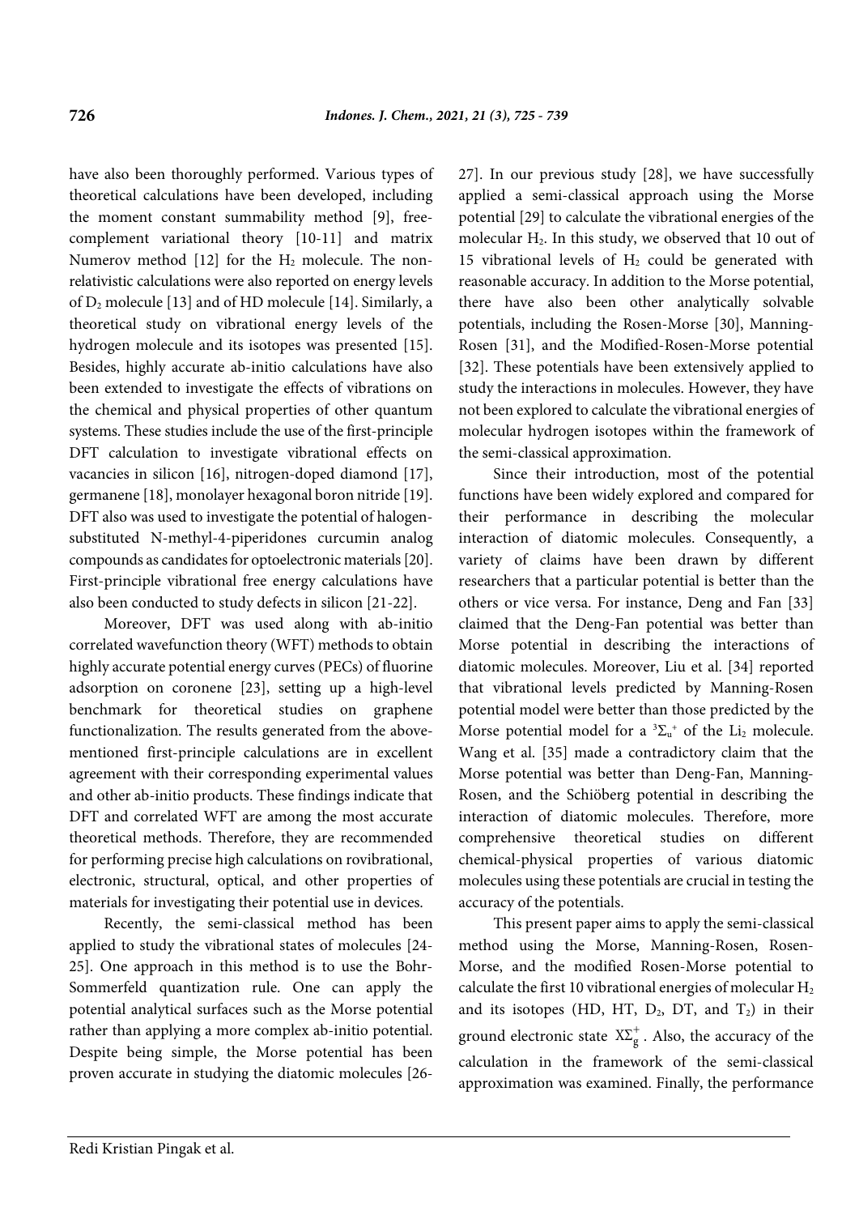have also been thoroughly performed. Various types of theoretical calculations have been developed, including the moment constant summability method [9], free-complement variational theory [10-11] and matrix Numerov method [12] for the $H_2$ molecule. The non-relativistic calculations were also reported on energy levels of $D_2$ molecule [13] and of HD molecule [14]. Similarly, a theoretical study on vibrational energy levels of the hydrogen molecule and its isotopes was presented [15]. Besides, highly accurate ab-initio calculations have also been extended to investigate the effects of vibrations on the chemical and physical properties of other quantum systems. These studies include the use of the first-principle DFT calculation to investigate vibrational effects on vacancies in silicon [16], nitrogen-doped diamond [17], germanene [18], monolayer hexagonal boron nitride [19]. DFT also was used to investigate the potential of halogen-substituted N-methyl-4-piperidones curcumin analog compounds as candidates for optoelectronic materials [20]. First-principle vibrational free energy calculations have also been conducted to study defects in silicon [21-22].

Moreover, DFT was used along with ab-initio correlated wavefunction theory (WFT) methods to obtain highly accurate potential energy curves (PECs) of fluorine adsorption on coronene [23], setting up a high-level benchmark for theoretical studies on graphene functionalization. The results generated from the above-mentioned first-principle calculations are in excellent agreement with their corresponding experimental values and other ab-initio products. These findings indicate that DFT and correlated WFT are among the most accurate theoretical methods. Therefore, they are recommended for performing precise high calculations on rovibrational, electronic, structural, optical, and other properties of materials for investigating their potential use in devices.

Recently, the semi-classical method has been applied to study the vibrational states of molecules [24-25]. One approach in this method is to use the Bohr-Sommerfeld quantization rule. One can apply the potential analytical surfaces such as the Morse potential rather than applying a more complex ab-initio potential. Despite being simple, the Morse potential has been proven accurate in studying the diatomic molecules [26-27]. In our previous study [28], we have successfully applied a semi-classical approach using the Morse potential [29] to calculate the vibrational energies of the molecular $H_2$. In this study, we observed that 10 out of 15 vibrational levels of $H_2$ could be generated with reasonable accuracy. In addition to the Morse potential, there have also been other analytically solvable potentials, including the Rosen-Morse [30], Manning-Rosen [31], and the Modified-Rosen-Morse potential [32]. These potentials have been extensively applied to study the interactions in molecules. However, they have not been explored to calculate the vibrational energies of molecular hydrogen isotopes within the framework of the semi-classical approximation.

Since their introduction, most of the potential functions have been widely explored and compared for their performance in describing the molecular interaction of diatomic molecules. Consequently, a variety of claims have been drawn by different researchers that a particular potential is better than the others or vice versa. For instance, Deng and Fan [33] claimed that the Deng-Fan potential was better than Morse potential in describing the interactions of diatomic molecules. Moreover, Liu et al. [34] reported that vibrational levels predicted by Manning-Rosen potential model were better than those predicted by the Morse potential model for a ${}^{3}\Sigma_u^+$ of the $Li_2$ molecule. Wang et al. [35] made a contradictory claim that the Morse potential was better than Deng-Fan, Manning-Rosen, and the Schiöberg potential in describing the interaction of diatomic molecules. Therefore, more comprehensive theoretical studies on different chemical-physical properties of various diatomic molecules using these potentials are crucial in testing the accuracy of the potentials.

This present paper aims to apply the semi-classical method using the Morse, Manning-Rosen, Rosen-Morse, and the modified Rosen-Morse potential to calculate the first 10 vibrational energies of molecular $H_2$ and its isotopes (HD, HT, $D_2$, DT, and $T_2$) in their ground electronic state $X\Sigma_g^+$. Also, the accuracy of the calculation in the framework of the semi-classical approximation was examined. Finally, the performance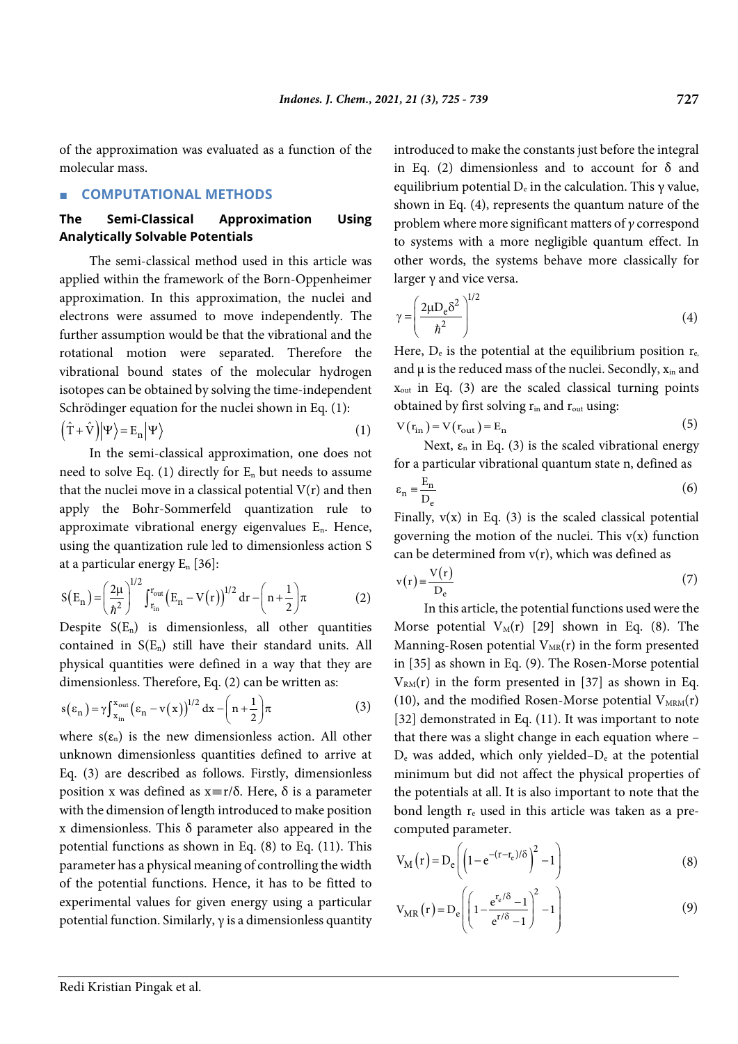of the approximation was evaluated as a function of the molecular mass.

## COMPUTATIONAL METHODS

### The Semi-Classical Approximation Using Analytically Solvable Potentials

The semi-classical method used in this article was applied within the framework of the Born-Oppenheimer approximation. In this approximation, the nuclei and electrons were assumed to move independently. The further assumption would be that the vibrational and the rotational motion were separated. Therefore the vibrational bound states of the molecular hydrogen isotopes can be obtained by solving the time-independent Schrödinger equation for the nuclei shown in Eq. (1):

$$\left(\hat{T}+\hat{V}\right)\left|\Psi\right\rangle = E_n\left|\Psi\right\rangle \tag{1}$$

In the semi-classical approximation, one does not need to solve Eq. (1) directly for $E_n$ but needs to assume that the nuclei move in a classical potential V(r) and then apply the Bohr-Sommerfeld quantization rule to approximate vibrational energy eigenvalues $E_n$. Hence, using the quantization rule led to dimensionless action S at a particular energy $E_n$ [36]:

$$S(E_n) = \left(\frac{2\mu}{\hbar^2}\right)^{1/2} \int_{r_{in}}^{r_{out}} \left(E_n - V(r)\right)^{1/2} dr - \left(n+\frac{1}{2}\right)\pi \tag{2}$$

Despite $S(E_n)$ is dimensionless, all other quantities contained in $S(E_n)$ still have their standard units. All physical quantities were defined in a way that they are dimensionless. Therefore, Eq. (2) can be written as:

$$s(\varepsilon_n) = \gamma \int_{x_{in}}^{x_{out}} \left(\varepsilon_n - v(x)\right)^{1/2} dx - \left(n+\frac{1}{2}\right)\pi \tag{3}$$

where $s(\varepsilon_n)$ is the new dimensionless action. All other unknown dimensionless quantities defined to arrive at Eq. (3) are described as follows. Firstly, dimensionless position x was defined as $x \equiv r/\delta$. Here, δ is a parameter with the dimension of length introduced to make position x dimensionless. This δ parameter also appeared in the potential functions as shown in Eq. (8) to Eq. (11). This parameter has a physical meaning of controlling the width of the potential functions. Hence, it has to be fitted to experimental values for given energy using a particular potential function. Similarly, γ is a dimensionless quantity introduced to make the constants just before the integral in Eq. (2) dimensionless and to account for δ and equilibrium potential $D_e$ in the calculation. This γ value, shown in Eq. (4), represents the quantum nature of the problem where more significant matters of *γ* correspond to systems with a more negligible quantum effect. In other words, the systems behave more classically for larger γ and vice versa.

$$\gamma = \left(\frac{2\mu D_e \delta^2}{\hbar^2}\right)^{1/2} \tag{4}$$

Here, $D_e$ is the potential at the equilibrium position $r_e$, and μ is the reduced mass of the nuclei. Secondly, $x_{in}$ and $x_{out}$ in Eq. (3) are the scaled classical turning points obtained by first solving $r_{in}$ and $r_{out}$ using:

$$V(r_{in}) = V(r_{out}) = E_n \tag{5}$$

Next, $\varepsilon_n$ in Eq. (3) is the scaled vibrational energy for a particular vibrational quantum state n, defined as

$$\varepsilon_n \equiv \frac{E_n}{D_e} \tag{6}$$

Finally, v(x) in Eq. (3) is the scaled classical potential governing the motion of the nuclei. This v(x) function can be determined from v(r), which was defined as

$$v(r) \equiv \frac{V(r)}{D_e} \tag{7}$$

In this article, the potential functions used were the Morse potential $V_M(r)$ [29] shown in Eq. (8). The Manning-Rosen potential $V_{MR}(r)$ in the form presented in [35] as shown in Eq. (9). The Rosen-Morse potential $V_{RM}(r)$ in the form presented in [37] as shown in Eq. (10), and the modified Rosen-Morse potential $V_{MRM}(r)$ [32] demonstrated in Eq. (11). It was important to note that there was a slight change in each equation where $-D_e$ was added, which only yielded $-D_e$ at the potential minimum but did not affect the physical properties of the potentials at all. It is also important to note that the bond length $r_e$ used in this article was taken as a pre-computed parameter.

$$V_M(r) = D_e\left(\left(1-e^{-(r-r_e)/\delta}\right)^2 - 1\right) \tag{8}$$

$$V_{MR}(r) = D_e\left(\left(1-\frac{e^{r_e/\delta}-1}{e^{r/\delta}-1}\right)^2 - 1\right) \tag{9}$$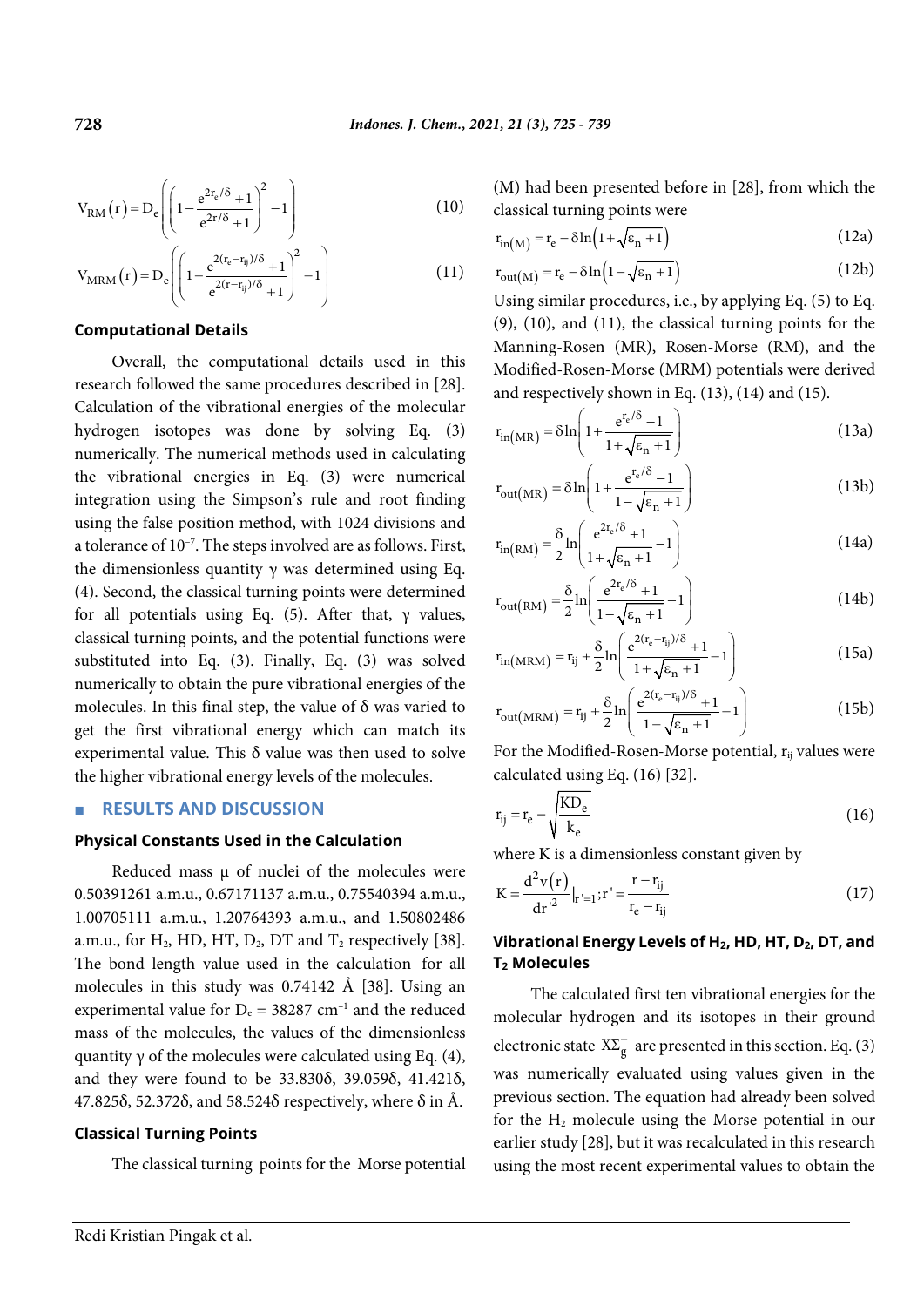$$V_{RM}(r) = D_e\left(\left(1 - \frac{e^{2r_e/\delta}+1}{e^{2r/\delta}+1}\right)^2 - 1\right) \tag{10}$$

$$V_{MRM}(r) = D_e\left(\left(1 - \frac{e^{2(r_e-r_{ij})/\delta}+1}{e^{2(r-r_{ij})/\delta}+1}\right)^2 - 1\right) \tag{11}$$

### Computational Details

Overall, the computational details used in this research followed the same procedures described in [28]. Calculation of the vibrational energies of the molecular hydrogen isotopes was done by solving Eq. (3) numerically. The numerical methods used in calculating the vibrational energies in Eq. (3) were numerical integration using the Simpson's rule and root finding using the false position method, with 1024 divisions and a tolerance of $10^{-7}$. The steps involved are as follows. First, the dimensionless quantity γ was determined using Eq. (4). Second, the classical turning points were determined for all potentials using Eq. (5). After that, γ values, classical turning points, and the potential functions were substituted into Eq. (3). Finally, Eq. (3) was solved numerically to obtain the pure vibrational energies of the molecules. In this final step, the value of δ was varied to get the first vibrational energy which can match its experimental value. This δ value was then used to solve the higher vibrational energy levels of the molecules.

## RESULTS AND DISCUSSION

### Physical Constants Used in the Calculation

Reduced mass μ of nuclei of the molecules were 0.50391261 a.m.u., 0.67171137 a.m.u., 0.75540394 a.m.u., 1.00705111 a.m.u., 1.20764393 a.m.u., and 1.50802486 a.m.u., for $H_2$, HD, HT, $D_2$, DT and $T_2$ respectively [38]. The bond length value used in the calculation for all molecules in this study was 0.74142 Å [38]. Using an experimental value for $D_e$ = 38287 $cm^{-1}$ and the reduced mass of the molecules, the values of the dimensionless quantity γ of the molecules were calculated using Eq. (4), and they were found to be 33.830δ, 39.059δ, 41.421δ, 47.825δ, 52.372δ, and 58.524δ respectively, where δ in Å.

### Classical Turning Points

The classical turning points for the Morse potential (M) had been presented before in [28], from which the classical turning points were

$$r_{in(M)} = r_e - \delta\ln\left(1+\sqrt{\varepsilon_n+1}\right) \tag{12a}$$

$$r_{out(M)} = r_e - \delta\ln\left(1-\sqrt{\varepsilon_n+1}\right) \tag{12b}$$

Using similar procedures, i.e., by applying Eq. (5) to Eq. (9), (10), and (11), the classical turning points for the Manning-Rosen (MR), Rosen-Morse (RM), and the Modified-Rosen-Morse (MRM) potentials were derived and respectively shown in Eq. (13), (14) and (15).

$$r_{in(MR)} = \delta\ln\left(1+\frac{e^{r_e/\delta}-1}{1+\sqrt{\varepsilon_n+1}}\right) \tag{13a}$$

$$r_{out(MR)} = \delta\ln\left(1+\frac{e^{r_e/\delta}-1}{1-\sqrt{\varepsilon_n+1}}\right) \tag{13b}$$

$$r_{in(RM)} = \frac{\delta}{2}\ln\left(\frac{e^{2r_e/\delta}+1}{1+\sqrt{\varepsilon_n+1}}-1\right) \tag{14a}$$

$$r_{out(RM)} = \frac{\delta}{2}\ln\left(\frac{e^{2r_e/\delta}+1}{1-\sqrt{\varepsilon_n+1}}-1\right) \tag{14b}$$

$$r_{in(MRM)} = r_{ij} + \frac{\delta}{2}\ln\left(\frac{e^{2(r_e-r_{ij})/\delta}+1}{1+\sqrt{\varepsilon_n+1}}-1\right) \tag{15a}$$

$$r_{out(MRM)} = r_{ij} + \frac{\delta}{2}\ln\left(\frac{e^{2(r_e-r_{ij})/\delta}+1}{1-\sqrt{\varepsilon_n+1}}-1\right) \tag{15b}$$

For the Modified-Rosen-Morse potential, $r_{ij}$ values were calculated using Eq. (16) [32].

$$r_{ij} = r_e - \sqrt{\frac{KD_e}{k_e}} \tag{16}$$

where K is a dimensionless constant given by

$$K = \frac{d^2v(r)}{dr'^2}\bigg|_{r'=1};\ r' = \frac{r-r_{ij}}{r_e-r_{ij}} \tag{17}$$

### Vibrational Energy Levels of $H_2$, HD, HT, $D_2$, DT, and $T_2$ Molecules

The calculated first ten vibrational energies for the molecular hydrogen and its isotopes in their ground electronic state $X\Sigma_g^+$ are presented in this section. Eq. (3) was numerically evaluated using values given in the previous section. The equation had already been solved for the $H_2$ molecule using the Morse potential in our earlier study [28], but it was recalculated in this research using the most recent experimental values to obtain the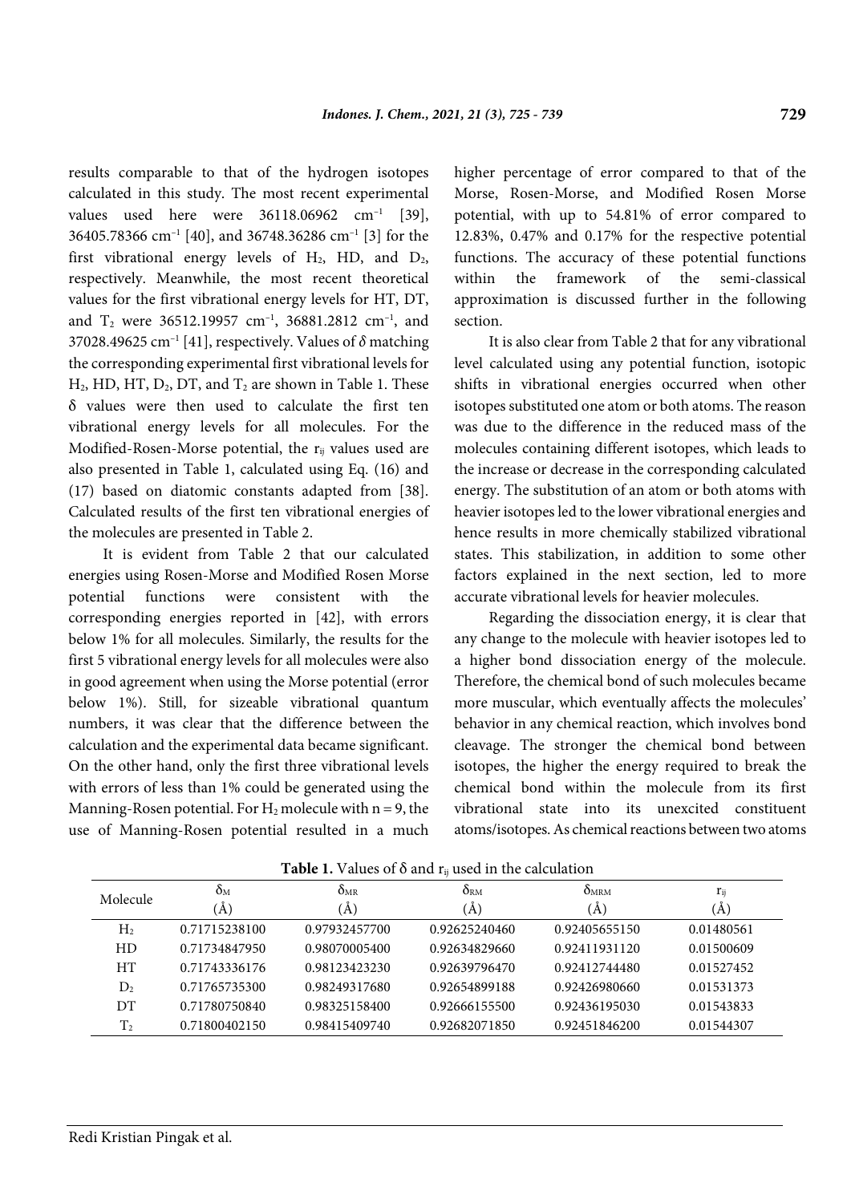results comparable to that of the hydrogen isotopes calculated in this study. The most recent experimental values used here were 36118.06962 $cm^{-1}$ [39], 36405.78366 $cm^{-1}$ [40], and 36748.36286 $cm^{-1}$ [3] for the first vibrational energy levels of $H_2$, HD, and $D_2$, respectively. Meanwhile, the most recent theoretical values for the first vibrational energy levels for HT, DT, and $T_2$ were 36512.19957 $cm^{-1}$, 36881.2812 $cm^{-1}$, and 37028.49625 $cm^{-1}$ [41], respectively. Values of $\delta$ matching the corresponding experimental first vibrational levels for $H_2$, HD, HT, $D_2$, DT, and $T_2$ are shown in Table 1. These $\delta$ values were then used to calculate the first ten vibrational energy levels for all molecules. For the Modified-Rosen-Morse potential, the $r_{ij}$ values used are also presented in Table 1, calculated using Eq. (16) and (17) based on diatomic constants adapted from [38]. Calculated results of the first ten vibrational energies of the molecules are presented in Table 2.

It is evident from Table 2 that our calculated energies using Rosen-Morse and Modified Rosen Morse potential functions were consistent with the corresponding energies reported in [42], with errors below 1% for all molecules. Similarly, the results for the first 5 vibrational energy levels for all molecules were also in good agreement when using the Morse potential (error below 1%). Still, for sizeable vibrational quantum numbers, it was clear that the difference between the calculation and the experimental data became significant. On the other hand, only the first three vibrational levels with errors of less than 1% could be generated using the Manning-Rosen potential. For $H_2$ molecule with $n = 9$, the use of Manning-Rosen potential resulted in a much higher percentage of error compared to that of the Morse, Rosen-Morse, and Modified Rosen Morse potential, with up to 54.81% of error compared to 12.83%, 0.47% and 0.17% for the respective potential functions. The accuracy of these potential functions within the framework of the semi-classical approximation is discussed further in the following section.

It is also clear from Table 2 that for any vibrational level calculated using any potential function, isotopic shifts in vibrational energies occurred when other isotopes substituted one atom or both atoms. The reason was due to the difference in the reduced mass of the molecules containing different isotopes, which leads to the increase or decrease in the corresponding calculated energy. The substitution of an atom or both atoms with heavier isotopes led to the lower vibrational energies and hence results in more chemically stabilized vibrational states. This stabilization, in addition to some other factors explained in the next section, led to more accurate vibrational levels for heavier molecules.

Regarding the dissociation energy, it is clear that any change to the molecule with heavier isotopes led to a higher bond dissociation energy of the molecule. Therefore, the chemical bond of such molecules became more muscular, which eventually affects the molecules' behavior in any chemical reaction, which involves bond cleavage. The stronger the chemical bond between isotopes, the higher the energy required to break the chemical bond within the molecule from its first vibrational state into its unexcited constituent atoms/isotopes. As chemical reactions between two atoms

**Table 1.** Values of $\delta$ and $r_{ij}$ used in the calculation

| Molecule | $\delta_M$ (Å) | $\delta_{MR}$ (Å) | $\delta_{RM}$ (Å) | $\delta_{MRM}$ (Å) | $r_{ij}$ (Å) |
|---|---|---|---|---|---|
| $H_2$ | 0.71715238100 | 0.97932457700 | 0.92625240460 | 0.92405655150 | 0.01480561 |
| HD | 0.71734847950 | 0.98070005400 | 0.92634829660 | 0.92411931120 | 0.01500609 |
| HT | 0.71743336176 | 0.98123423230 | 0.92639796470 | 0.92412744480 | 0.01527452 |
| $D_2$ | 0.71765735300 | 0.98249317680 | 0.92654899188 | 0.92426980660 | 0.01531373 |
| DT | 0.71780750840 | 0.98325158400 | 0.92666155500 | 0.92436195030 | 0.01543833 |
| $T_2$ | 0.71800402150 | 0.98415409740 | 0.92682071850 | 0.92451846200 | 0.01544307 |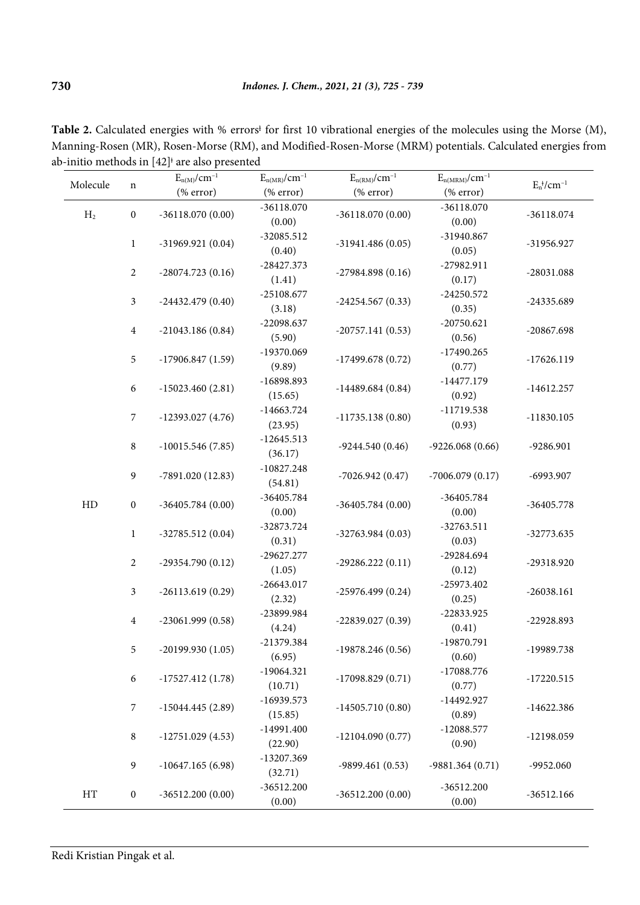**Table 2.** Calculated energies with % errors‡ for first 10 vibrational energies of the molecules using the Morse (M), Manning-Rosen (MR), Rosen-Morse (RM), and Modified-Rosen-Morse (MRM) potentials. Calculated energies from ab-initio methods in [42]‡ are also presented

| Molecule | n | $E_{n(M)}$/cm$^{-1}$ (% error) | $E_{n(MR)}$/cm$^{-1}$ (% error) | $E_{n(RM)}$/cm$^{-1}$ (% error) | $E_{n(MRM)}$/cm$^{-1}$ (% error) | $E_n^‡$/cm$^{-1}$ |
|---|---|---|---|---|---|---|
| $H_2$ | 0 | -36118.070 (0.00) | -36118.070 (0.00) | -36118.070 (0.00) | -36118.070 (0.00) | -36118.074 |
| | 1 | -31969.921 (0.04) | -32085.512 (0.40) | -31941.486 (0.05) | -31940.867 (0.05) | -31956.927 |
| | 2 | -28074.723 (0.16) | -28427.373 (1.41) | -27984.898 (0.16) | -27982.911 (0.17) | -28031.088 |
| | 3 | -24432.479 (0.40) | -25108.677 (3.18) | -24254.567 (0.33) | -24250.572 (0.35) | -24335.689 |
| | 4 | -21043.186 (0.84) | -22098.637 (5.90) | -20757.141 (0.53) | -20750.621 (0.56) | -20867.698 |
| | 5 | -17906.847 (1.59) | -19370.069 (9.89) | -17499.678 (0.72) | -17490.265 (0.77) | -17626.119 |
| | 6 | -15023.460 (2.81) | -16898.893 (15.65) | -14489.684 (0.84) | -14477.179 (0.92) | -14612.257 |
| | 7 | -12393.027 (4.76) | -14663.724 (23.95) | -11735.138 (0.80) | -11719.538 (0.93) | -11830.105 |
| | 8 | -10015.546 (7.85) | -12645.513 (36.17) | -9244.540 (0.46) | -9226.068 (0.66) | -9286.901 |
| | 9 | -7891.020 (12.83) | -10827.248 (54.81) | -7026.942 (0.47) | -7006.079 (0.17) | -6993.907 |
| HD | 0 | -36405.784 (0.00) | -36405.784 (0.00) | -36405.784 (0.00) | -36405.784 (0.00) | -36405.778 |
| | 1 | -32785.512 (0.04) | -32873.724 (0.31) | -32763.984 (0.03) | -32763.511 (0.03) | -32773.635 |
| | 2 | -29354.790 (0.12) | -29627.277 (1.05) | -29286.222 (0.11) | -29284.694 (0.12) | -29318.920 |
| | 3 | -26113.619 (0.29) | -26643.017 (2.32) | -25976.499 (0.24) | -25973.402 (0.25) | -26038.161 |
| | 4 | -23061.999 (0.58) | -23899.984 (4.24) | -22839.027 (0.39) | -22833.925 (0.41) | -22928.893 |
| | 5 | -20199.930 (1.05) | -21379.384 (6.95) | -19878.246 (0.56) | -19870.791 (0.60) | -19989.738 |
| | 6 | -17527.412 (1.78) | -19064.321 (10.71) | -17098.829 (0.71) | -17088.776 (0.77) | -17220.515 |
| | 7 | -15044.445 (2.89) | -16939.573 (15.85) | -14505.710 (0.80) | -14492.927 (0.89) | -14622.386 |
| | 8 | -12751.029 (4.53) | -14991.400 (22.90) | -12104.090 (0.77) | -12088.577 (0.90) | -12198.059 |
| | 9 | -10647.165 (6.98) | -13207.369 (32.71) | -9899.461 (0.53) | -9881.364 (0.71) | -9952.060 |
| HT | 0 | -36512.200 (0.00) | -36512.200 (0.00) | -36512.200 (0.00) | -36512.200 (0.00) | -36512.166 |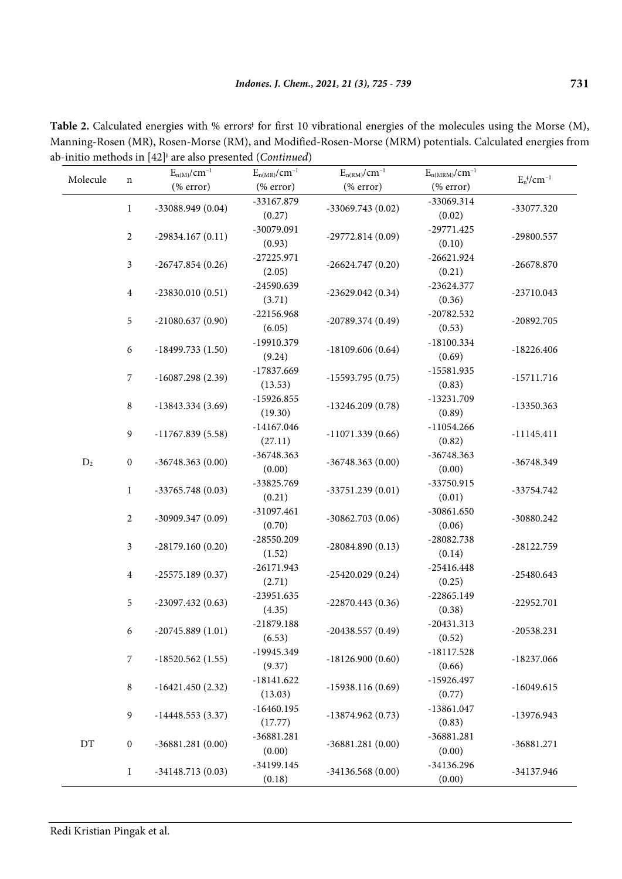**Table 2.** Calculated energies with % errors[ǂ] for first 10 vibrational energies of the molecules using the Morse (M), Manning-Rosen (MR), Rosen-Morse (RM), and Modified-Rosen-Morse (MRM) potentials. Calculated energies from ab-initio methods in [42][ǂ] are also presented (*Continued*)

| Molecule | n | $E_{n(M)}$/cm$^{-1}$ (% error) | $E_{n(MR)}$/cm$^{-1}$ (% error) | $E_{n(RM)}$/cm$^{-1}$ (% error) | $E_{n(MRM)}$/cm$^{-1}$ (% error) | $E_n^ǂ$/cm$^{-1}$ |
|---|---|---|---|---|---|---|
| | 1 | -33088.949 (0.04) | -33167.879 (0.27) | -33069.743 (0.02) | -33069.314 (0.02) | -33077.320 |
| | 2 | -29834.167 (0.11) | -30079.091 (0.93) | -29772.814 (0.09) | -29771.425 (0.10) | -29800.557 |
| | 3 | -26747.854 (0.26) | -27225.971 (2.05) | -26624.747 (0.20) | -26621.924 (0.21) | -26678.870 |
| | 4 | -23830.010 (0.51) | -24590.639 (3.71) | -23629.042 (0.34) | -23624.377 (0.36) | -23710.043 |
| | 5 | -21080.637 (0.90) | -22156.968 (6.05) | -20789.374 (0.49) | -20782.532 (0.53) | -20892.705 |
| | 6 | -18499.733 (1.50) | -19910.379 (9.24) | -18109.606 (0.64) | -18100.334 (0.69) | -18226.406 |
| | 7 | -16087.298 (2.39) | -17837.669 (13.53) | -15593.795 (0.75) | -15581.935 (0.83) | -15711.716 |
| | 8 | -13843.334 (3.69) | -15926.855 (19.30) | -13246.209 (0.78) | -13231.709 (0.89) | -13350.363 |
| | 9 | -11767.839 (5.58) | -14167.046 (27.11) | -11071.339 (0.66) | -11054.266 (0.82) | -11145.411 |
| $D_2$ | 0 | -36748.363 (0.00) | -36748.363 (0.00) | -36748.363 (0.00) | -36748.363 (0.00) | -36748.349 |
| | 1 | -33765.748 (0.03) | -33825.769 (0.21) | -33751.239 (0.01) | -33750.915 (0.01) | -33754.742 |
| | 2 | -30909.347 (0.09) | -31097.461 (0.70) | -30862.703 (0.06) | -30861.650 (0.06) | -30880.242 |
| | 3 | -28179.160 (0.20) | -28550.209 (1.52) | -28084.890 (0.13) | -28082.738 (0.14) | -28122.759 |
| | 4 | -25575.189 (0.37) | -26171.943 (2.71) | -25420.029 (0.24) | -25416.448 (0.25) | -25480.643 |
| | 5 | -23097.432 (0.63) | -23951.635 (4.35) | -22870.443 (0.36) | -22865.149 (0.38) | -22952.701 |
| | 6 | -20745.889 (1.01) | -21879.188 (6.53) | -20438.557 (0.49) | -20431.313 (0.52) | -20538.231 |
| | 7 | -18520.562 (1.55) | -19945.349 (9.37) | -18126.900 (0.60) | -18117.528 (0.66) | -18237.066 |
| | 8 | -16421.450 (2.32) | -18141.622 (13.03) | -15938.116 (0.69) | -15926.497 (0.77) | -16049.615 |
| | 9 | -14448.553 (3.37) | -16460.195 (17.77) | -13874.962 (0.73) | -13861.047 (0.83) | -13976.943 |
| DT | 0 | -36881.281 (0.00) | -36881.281 (0.00) | -36881.281 (0.00) | -36881.281 (0.00) | -36881.271 |
| | 1 | -34148.713 (0.03) | -34199.145 (0.18) | -34136.568 (0.00) | -34136.296 (0.00) | -34137.946 |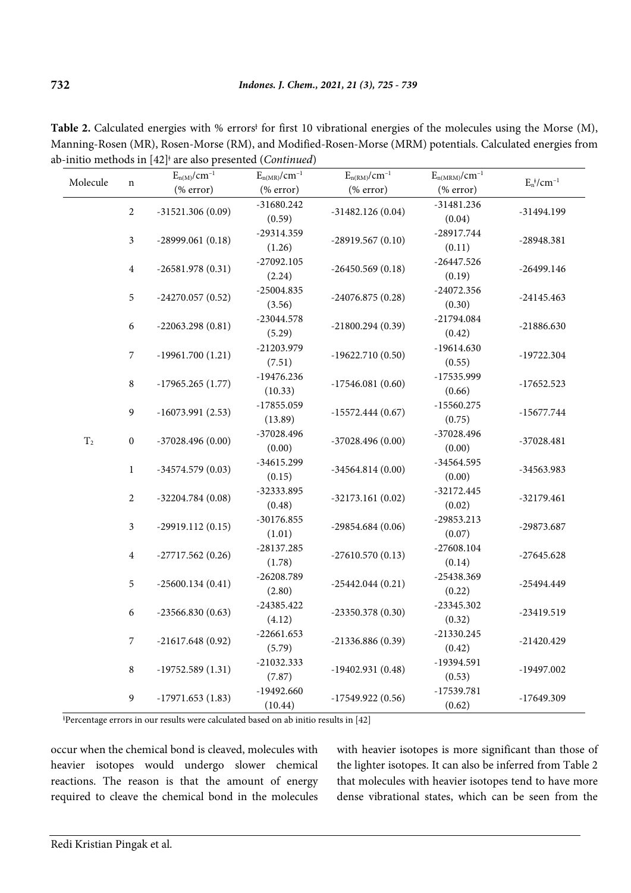**Table 2.** Calculated energies with % errors[ǂ] for first 10 vibrational energies of the molecules using the Morse (M), Manning-Rosen (MR), Rosen-Morse (RM), and Modified-Rosen-Morse (MRM) potentials. Calculated energies from ab-initio methods in [42][ǂ] are also presented (*Continued*)

| Molecule | n | $E_{n(M)}$/cm$^{-1}$ (% error) | $E_{n(MR)}$/cm$^{-1}$ (% error) | $E_{n(RM)}$/cm$^{-1}$ (% error) | $E_{n(MRM)}$/cm$^{-1}$ (% error) | $E_n^{ǂ}$/cm$^{-1}$ |
|---|---|---|---|---|---|---|
| | 2 | -31521.306 (0.09) | -31680.242 (0.59) | -31482.126 (0.04) | -31481.236 (0.04) | -31494.199 |
| | 3 | -28999.061 (0.18) | -29314.359 (1.26) | -28919.567 (0.10) | -28917.744 (0.11) | -28948.381 |
| | 4 | -26581.978 (0.31) | -27092.105 (2.24) | -26450.569 (0.18) | -26447.526 (0.19) | -26499.146 |
| | 5 | -24270.057 (0.52) | -25004.835 (3.56) | -24076.875 (0.28) | -24072.356 (0.30) | -24145.463 |
| | 6 | -22063.298 (0.81) | -23044.578 (5.29) | -21800.294 (0.39) | -21794.084 (0.42) | -21886.630 |
| | 7 | -19961.700 (1.21) | -21203.979 (7.51) | -19622.710 (0.50) | -19614.630 (0.55) | -19722.304 |
| | 8 | -17965.265 (1.77) | -19476.236 (10.33) | -17546.081 (0.60) | -17535.999 (0.66) | -17652.523 |
| | 9 | -16073.991 (2.53) | -17855.059 (13.89) | -15572.444 (0.67) | -15560.275 (0.75) | -15677.744 |
| $T_2$ | 0 | -37028.496 (0.00) | -37028.496 (0.00) | -37028.496 (0.00) | -37028.496 (0.00) | -37028.481 |
| | 1 | -34574.579 (0.03) | -34615.299 (0.15) | -34564.814 (0.00) | -34564.595 (0.00) | -34563.983 |
| | 2 | -32204.784 (0.08) | -32333.895 (0.48) | -32173.161 (0.02) | -32172.445 (0.02) | -32179.461 |
| | 3 | -29919.112 (0.15) | -30176.855 (1.01) | -29854.684 (0.06) | -29853.213 (0.07) | -29873.687 |
| | 4 | -27717.562 (0.26) | -28137.285 (1.78) | -27610.570 (0.13) | -27608.104 (0.14) | -27645.628 |
| | 5 | -25600.134 (0.41) | -26208.789 (2.80) | -25442.044 (0.21) | -25438.369 (0.22) | -25494.449 |
| | 6 | -23566.830 (0.63) | -24385.422 (4.12) | -23350.378 (0.30) | -23345.302 (0.32) | -23419.519 |
| | 7 | -21617.648 (0.92) | -22661.653 (5.79) | -21336.886 (0.39) | -21330.245 (0.42) | -21420.429 |
| | 8 | -19752.589 (1.31) | -21032.333 (7.87) | -19402.931 (0.48) | -19394.591 (0.53) | -19497.002 |
| | 9 | -17971.653 (1.83) | -19492.660 (10.44) | -17549.922 (0.56) | -17539.781 (0.62) | -17649.309 |

[ǂ]Percentage errors in our results were calculated based on ab initio results in [42]

occur when the chemical bond is cleaved, molecules with heavier isotopes would undergo slower chemical reactions. The reason is that the amount of energy required to cleave the chemical bond in the molecules with heavier isotopes is more significant than those of the lighter isotopes. It can also be inferred from Table 2 that molecules with heavier isotopes tend to have more dense vibrational states, which can be seen from the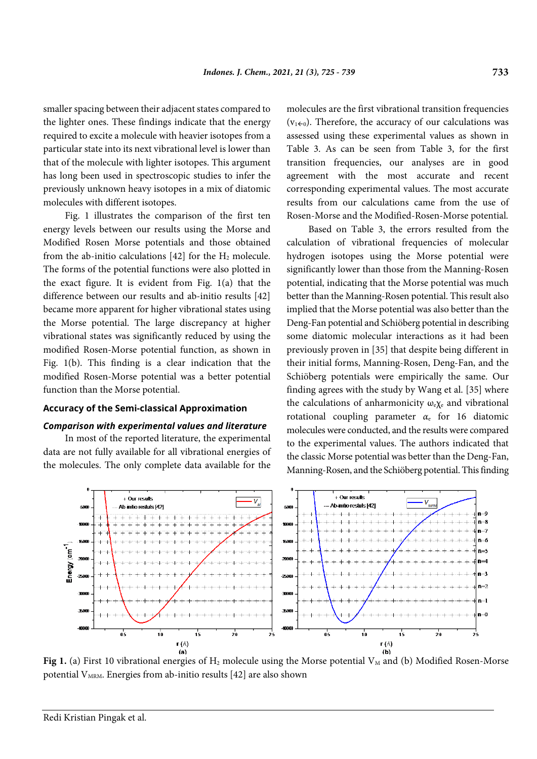smaller spacing between their adjacent states compared to the lighter ones. These findings indicate that the energy required to excite a molecule with heavier isotopes from a particular state into its next vibrational level is lower than that of the molecule with lighter isotopes. This argument has long been used in spectroscopic studies to infer the previously unknown heavy isotopes in a mix of diatomic molecules with different isotopes.

Fig. 1 illustrates the comparison of the first ten energy levels between our results using the Morse and Modified Rosen Morse potentials and those obtained from the ab-initio calculations [42] for the $H_2$ molecule. The forms of the potential functions were also plotted in the exact figure. It is evident from Fig. 1(a) that the difference between our results and ab-initio results [42] became more apparent for higher vibrational states using the Morse potential. The large discrepancy at higher vibrational states was significantly reduced by using the modified Rosen-Morse potential function, as shown in Fig. 1(b). This finding is a clear indication that the modified Rosen-Morse potential was a better potential function than the Morse potential.

## Accuracy of the Semi-classical Approximation

### *Comparison with experimental values and literature*

In most of the reported literature, the experimental data are not fully available for all vibrational energies of the molecules. The only complete data available for the molecules are the first vibrational transition frequencies ($v_{1\leftarrow 0}$). Therefore, the accuracy of our calculations was assessed using these experimental values as shown in Table 3. As can be seen from Table 3, for the first transition frequencies, our analyses are in good agreement with the most accurate and recent corresponding experimental values. The most accurate results from our calculations came from the use of Rosen-Morse and the Modified-Rosen-Morse potential.

Based on Table 3, the errors resulted from the calculation of vibrational frequencies of molecular hydrogen isotopes using the Morse potential were significantly lower than those from the Manning-Rosen potential, indicating that the Morse potential was much better than the Manning-Rosen potential. This result also implied that the Morse potential was also better than the Deng-Fan potential and Schiöberg potential in describing some diatomic molecular interactions as it had been previously proven in [35] that despite being different in their initial forms, Manning-Rosen, Deng-Fan, and the Schiöberg potentials were empirically the same. Our finding agrees with the study by Wang et al. [35] where the calculations of anharmonicity $\omega_e\chi_e$ and vibrational rotational coupling parameter $\alpha_e$ for 16 diatomic molecules were conducted, and the results were compared to the experimental values. The authors indicated that the classic Morse potential was better than the Deng-Fan, Manning-Rosen, and the Schiöberg potential. This finding

**Fig 1.** (a) First 10 vibrational energies of $H_2$ molecule using the Morse potential $V_M$ and (b) Modified Rosen-Morse potential $V_{MRM}$. Energies from ab-initio results [42] are also shown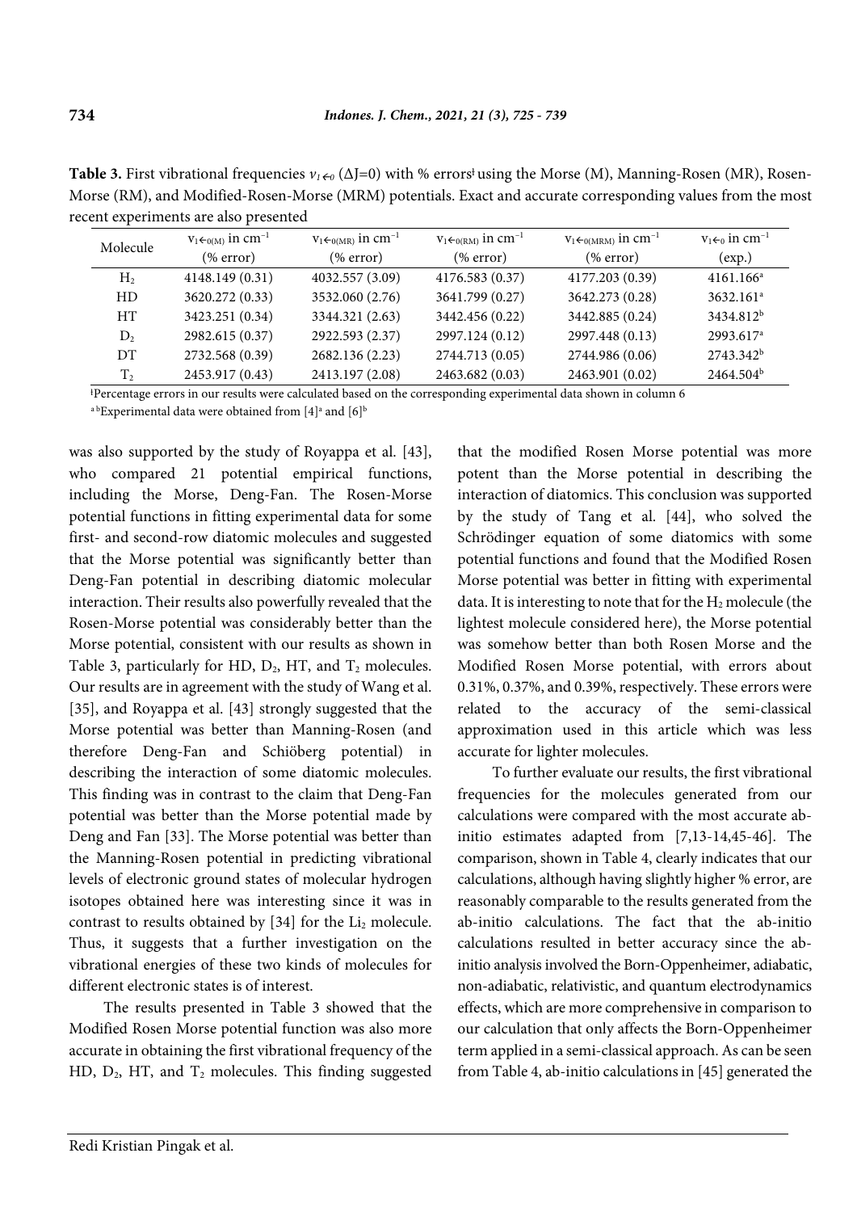**Table 3.** First vibrational frequencies $v_{1\leftarrow 0}$ ($\Delta J=0$) with % errors[‡] using the Morse (M), Manning-Rosen (MR), Rosen-Morse (RM), and Modified-Rosen-Morse (MRM) potentials. Exact and accurate corresponding values from the most recent experiments are also presented

| Molecule | $v_{1\leftarrow 0(M)}$ in cm$^{-1}$ (% error) | $v_{1\leftarrow 0(MR)}$ in cm$^{-1}$ (% error) | $v_{1\leftarrow 0(RM)}$ in cm$^{-1}$ (% error) | $v_{1\leftarrow 0(MRM)}$ in cm$^{-1}$ (% error) | $v_{1\leftarrow 0}$ in cm$^{-1}$ (exp.) |
|---|---|---|---|---|---|
| $H_2$ | 4148.149 (0.31) | 4032.557 (3.09) | 4176.583 (0.37) | 4177.203 (0.39) | 4161.166[a] |
| HD | 3620.272 (0.33) | 3532.060 (2.76) | 3641.799 (0.27) | 3642.273 (0.28) | 3632.161[a] |
| HT | 3423.251 (0.34) | 3344.321 (2.63) | 3442.456 (0.22) | 3442.885 (0.24) | 3434.812[b] |
| $D_2$ | 2982.615 (0.37) | 2922.593 (2.37) | 2997.124 (0.12) | 2997.448 (0.13) | 2993.617[a] |
| DT | 2732.568 (0.39) | 2682.136 (2.23) | 2744.713 (0.05) | 2744.986 (0.06) | 2743.342[b] |
| $T_2$ | 2453.917 (0.43) | 2413.197 (2.08) | 2463.682 (0.03) | 2463.901 (0.02) | 2464.504[b] |

[‡]Percentage errors in our results were calculated based on the corresponding experimental data shown in column 6

[a,b]Experimental data were obtained from [4][a] and [6][b]

was also supported by the study of Royappa et al. [43], who compared 21 potential empirical functions, including the Morse, Deng-Fan. The Rosen-Morse potential functions in fitting experimental data for some first- and second-row diatomic molecules and suggested that the Morse potential was significantly better than Deng-Fan potential in describing diatomic molecular interaction. Their results also powerfully revealed that the Rosen-Morse potential was considerably better than the Morse potential, consistent with our results as shown in Table 3, particularly for HD, $D_2$, HT, and $T_2$ molecules. Our results are in agreement with the study of Wang et al. [35], and Royappa et al. [43] strongly suggested that the Morse potential was better than Manning-Rosen (and therefore Deng-Fan and Schiöberg potential) in describing the interaction of some diatomic molecules. This finding was in contrast to the claim that Deng-Fan potential was better than the Morse potential made by Deng and Fan [33]. The Morse potential was better than the Manning-Rosen potential in predicting vibrational levels of electronic ground states of molecular hydrogen isotopes obtained here was interesting since it was in contrast to results obtained by [34] for the $Li_2$ molecule. Thus, it suggests that a further investigation on the vibrational energies of these two kinds of molecules for different electronic states is of interest.

The results presented in Table 3 showed that the Modified Rosen Morse potential function was also more accurate in obtaining the first vibrational frequency of the HD, $D_2$, HT, and $T_2$ molecules. This finding suggested that the modified Rosen Morse potential was more potent than the Morse potential in describing the interaction of diatomics. This conclusion was supported by the study of Tang et al. [44], who solved the Schrödinger equation of some diatomics with some potential functions and found that the Modified Rosen Morse potential was better in fitting with experimental data. It is interesting to note that for the $H_2$ molecule (the lightest molecule considered here), the Morse potential was somehow better than both Rosen Morse and the Modified Rosen Morse potential, with errors about 0.31%, 0.37%, and 0.39%, respectively. These errors were related to the accuracy of the semi-classical approximation used in this article which was less accurate for lighter molecules.

To further evaluate our results, the first vibrational frequencies for the molecules generated from our calculations were compared with the most accurate ab-initio estimates adapted from [7,13-14,45-46]. The comparison, shown in Table 4, clearly indicates that our calculations, although having slightly higher % error, are reasonably comparable to the results generated from the ab-initio calculations. The fact that the ab-initio calculations resulted in better accuracy since the ab-initio analysis involved the Born-Oppenheimer, adiabatic, non-adiabatic, relativistic, and quantum electrodynamics effects, which are more comprehensive in comparison to our calculation that only affects the Born-Oppenheimer term applied in a semi-classical approach. As can be seen from Table 4, ab-initio calculations in [45] generated the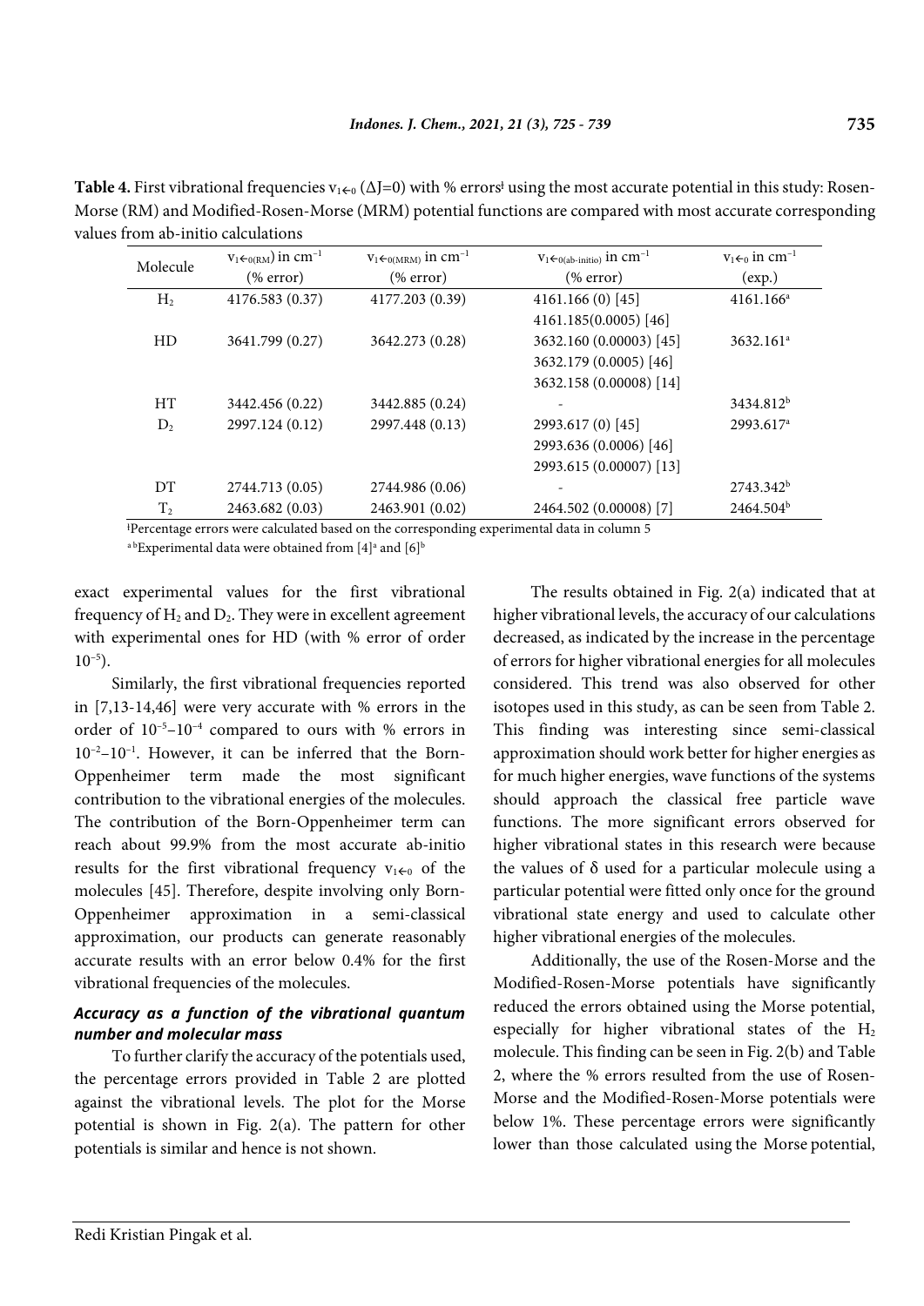**Table 4.** First vibrational frequencies $v_{1\leftarrow 0}$ ($\Delta J=0$) with % errors[ǂ] using the most accurate potential in this study: Rosen-Morse (RM) and Modified-Rosen-Morse (MRM) potential functions are compared with most accurate corresponding values from ab-initio calculations

| Molecule | $v_{1\leftarrow 0(RM)}$ in $cm^{-1}$ (% error) | $v_{1\leftarrow 0(MRM)}$ in $cm^{-1}$ (% error) | $v_{1\leftarrow 0(ab\text{-}initio)}$ in $cm^{-1}$ (% error) | $v_{1\leftarrow 0}$ in $cm^{-1}$ (exp.) |
|---|---|---|---|---|
| $H_2$ | 4176.583 (0.37) | 4177.203 (0.39) | 4161.166 (0) [45] | 4161.166[a] |
| | | | 4161.185(0.0005) [46] | |
| HD | 3641.799 (0.27) | 3642.273 (0.28) | 3632.160 (0.00003) [45] | 3632.161[a] |
| | | | 3632.179 (0.0005) [46] | |
| | | | 3632.158 (0.00008) [14] | |
| HT | 3442.456 (0.22) | 3442.885 (0.24) | - | 3434.812[b] |
| $D_2$ | 2997.124 (0.12) | 2997.448 (0.13) | 2993.617 (0) [45] | 2993.617[a] |
| | | | 2993.636 (0.0006) [46] | |
| | | | 2993.615 (0.00007) [13] | |
| DT | 2744.713 (0.05) | 2744.986 (0.06) | - | 2743.342[b] |
| $T_2$ | 2463.682 (0.03) | 2463.901 (0.02) | 2464.502 (0.00008) [7] | 2464.504[b] |

[ǂ]Percentage errors were calculated based on the corresponding experimental data in column 5

[a,b]Experimental data were obtained from [4][a] and [6][b]

exact experimental values for the first vibrational frequency of $H_2$ and $D_2$. They were in excellent agreement with experimental ones for HD (with % error of order $10^{-5}$).

Similarly, the first vibrational frequencies reported in [7,13-14,46] were very accurate with % errors in the order of $10^{-5}$–$10^{-4}$ compared to ours with % errors in $10^{-2}$–$10^{-1}$. However, it can be inferred that the Born-Oppenheimer term made the most significant contribution to the vibrational energies of the molecules. The contribution of the Born-Oppenheimer term can reach about 99.9% from the most accurate ab-initio results for the first vibrational frequency $v_{1\leftarrow 0}$ of the molecules [45]. Therefore, despite involving only Born-Oppenheimer approximation in a semi-classical approximation, our products can generate reasonably accurate results with an error below 0.4% for the first vibrational frequencies of the molecules.

### *Accuracy as a function of the vibrational quantum number and molecular mass*

To further clarify the accuracy of the potentials used, the percentage errors provided in Table 2 are plotted against the vibrational levels. The plot for the Morse potential is shown in Fig. 2(a). The pattern for other potentials is similar and hence is not shown.

The results obtained in Fig. 2(a) indicated that at higher vibrational levels, the accuracy of our calculations decreased, as indicated by the increase in the percentage of errors for higher vibrational energies for all molecules considered. This trend was also observed for other isotopes used in this study, as can be seen from Table 2. This finding was interesting since semi-classical approximation should work better for higher energies as for much higher energies, wave functions of the systems should approach the classical free particle wave functions. The more significant errors observed for higher vibrational states in this research were because the values of $\delta$ used for a particular molecule using a particular potential were fitted only once for the ground vibrational state energy and used to calculate other higher vibrational energies of the molecules.

Additionally, the use of the Rosen-Morse and the Modified-Rosen-Morse potentials have significantly reduced the errors obtained using the Morse potential, especially for higher vibrational states of the $H_2$ molecule. This finding can be seen in Fig. 2(b) and Table 2, where the % errors resulted from the use of Rosen-Morse and the Modified-Rosen-Morse potentials were below 1%. These percentage errors were significantly lower than those calculated using the Morse potential,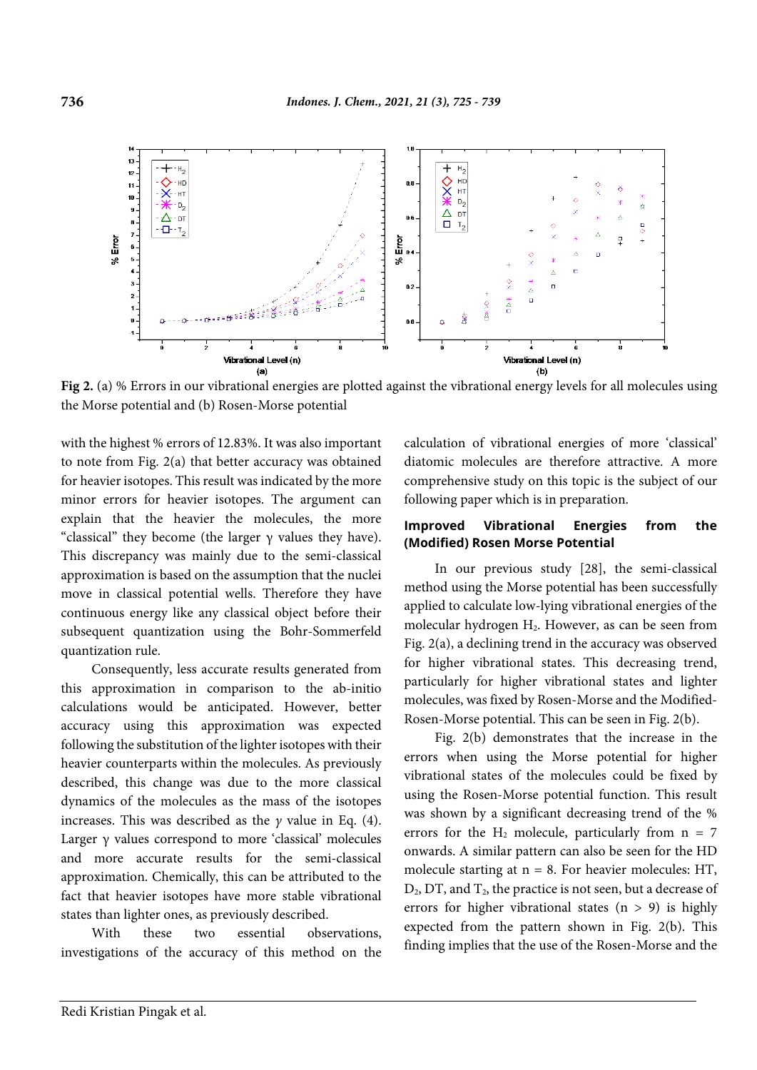Fig 2. (a) % Errors in our vibrational energies are plotted against the vibrational energy levels for all molecules using the Morse potential and (b) Rosen-Morse potential

with the highest % errors of 12.83%. It was also important to note from Fig. 2(a) that better accuracy was obtained for heavier isotopes. This result was indicated by the more minor errors for heavier isotopes. The argument can explain that the heavier the molecules, the more "classical" they become (the larger γ values they have). This discrepancy was mainly due to the semi-classical approximation is based on the assumption that the nuclei move in classical potential wells. Therefore they have continuous energy like any classical object before their subsequent quantization using the Bohr-Sommerfeld quantization rule.

Consequently, less accurate results generated from this approximation in comparison to the ab-initio calculations would be anticipated. However, better accuracy using this approximation was expected following the substitution of the lighter isotopes with their heavier counterparts within the molecules. As previously described, this change was due to the more classical dynamics of the molecules as the mass of the isotopes increases. This was described as the $\gamma$ value in Eq. (4). Larger γ values correspond to more 'classical' molecules and more accurate results for the semi-classical approximation. Chemically, this can be attributed to the fact that heavier isotopes have more stable vibrational states than lighter ones, as previously described.

With these two essential observations, investigations of the accuracy of this method on the calculation of vibrational energies of more 'classical' diatomic molecules are therefore attractive. A more comprehensive study on this topic is the subject of our following paper which is in preparation.

## Improved Vibrational Energies from the (Modified) Rosen Morse Potential

In our previous study [28], the semi-classical method using the Morse potential has been successfully applied to calculate low-lying vibrational energies of the molecular hydrogen $H_2$. However, as can be seen from Fig. 2(a), a declining trend in the accuracy was observed for higher vibrational states. This decreasing trend, particularly for higher vibrational states and lighter molecules, was fixed by Rosen-Morse and the Modified-Rosen-Morse potential. This can be seen in Fig. 2(b).

Fig. 2(b) demonstrates that the increase in the errors when using the Morse potential for higher vibrational states of the molecules could be fixed by using the Rosen-Morse potential function. This result was shown by a significant decreasing trend of the % errors for the $H_2$ molecule, particularly from n = 7 onwards. A similar pattern can also be seen for the HD molecule starting at n = 8. For heavier molecules: HT, $D_2$, DT, and $T_2$, the practice is not seen, but a decrease of errors for higher vibrational states (n > 9) is highly expected from the pattern shown in Fig. 2(b). This finding implies that the use of the Rosen-Morse and the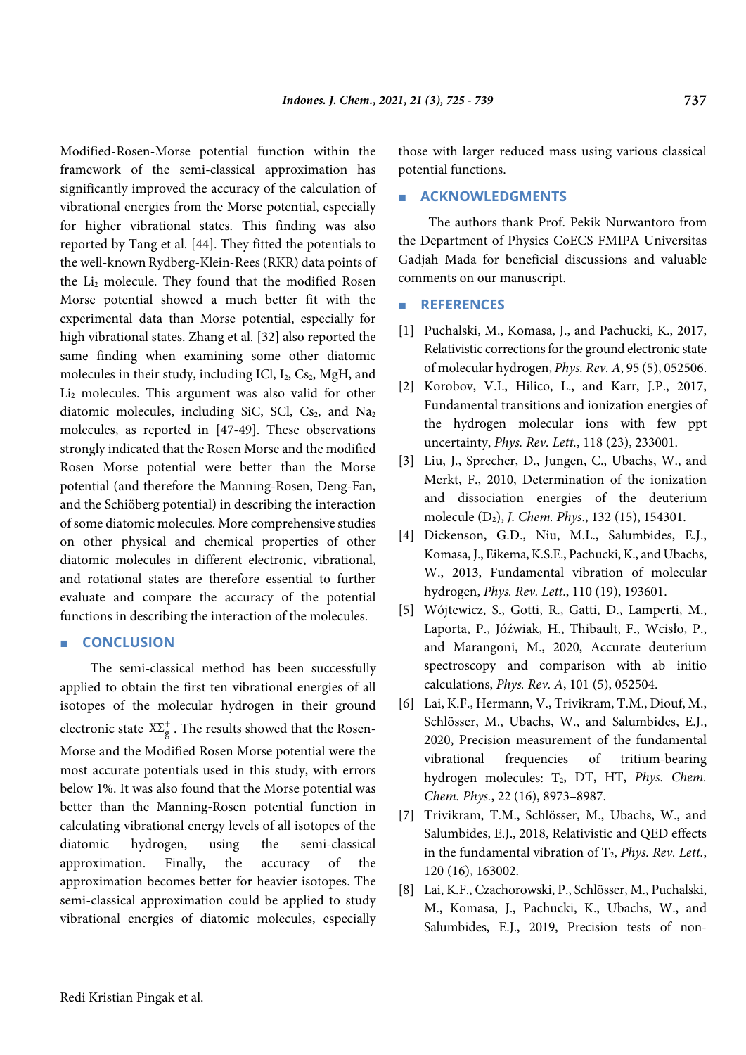Modified-Rosen-Morse potential function within the framework of the semi-classical approximation has significantly improved the accuracy of the calculation of vibrational energies from the Morse potential, especially for higher vibrational states. This finding was also reported by Tang et al. [44]. They fitted the potentials to the well-known Rydberg-Klein-Rees (RKR) data points of the $Li_2$ molecule. They found that the modified Rosen Morse potential showed a much better fit with the experimental data than Morse potential, especially for high vibrational states. Zhang et al. [32] also reported the same finding when examining some other diatomic molecules in their study, including ICl, $I_2$, $Cs_2$, MgH, and $Li_2$ molecules. This argument was also valid for other diatomic molecules, including SiC, SCl, $Cs_2$, and $Na_2$ molecules, as reported in [47-49]. These observations strongly indicated that the Rosen Morse and the modified Rosen Morse potential were better than the Morse potential (and therefore the Manning-Rosen, Deng-Fan, and the Schiöberg potential) in describing the interaction of some diatomic molecules. More comprehensive studies on other physical and chemical properties of other diatomic molecules in different electronic, vibrational, and rotational states are therefore essential to further evaluate and compare the accuracy of the potential functions in describing the interaction of the molecules.

## CONCLUSION

The semi-classical method has been successfully applied to obtain the first ten vibrational energies of all isotopes of the molecular hydrogen in their ground electronic state $X\Sigma_g^+$. The results showed that the Rosen-Morse and the Modified Rosen Morse potential were the most accurate potentials used in this study, with errors below 1%. It was also found that the Morse potential was better than the Manning-Rosen potential function in calculating vibrational energy levels of all isotopes of the diatomic hydrogen, using the semi-classical approximation. Finally, the accuracy of the approximation becomes better for heavier isotopes. The semi-classical approximation could be applied to study vibrational energies of diatomic molecules, especially those with larger reduced mass using various classical potential functions.

## ACKNOWLEDGMENTS

The authors thank Prof. Pekik Nurwantoro from the Department of Physics CoECS FMIPA Universitas Gadjah Mada for beneficial discussions and valuable comments on our manuscript.

## REFERENCES

[1] Puchalski, M., Komasa, J., and Pachucki, K., 2017, Relativistic corrections for the ground electronic state of molecular hydrogen, *Phys. Rev. A*, 95 (5), 052506.

[2] Korobov, V.I., Hilico, L., and Karr, J.P., 2017, Fundamental transitions and ionization energies of the hydrogen molecular ions with few ppt uncertainty, *Phys. Rev. Lett.*, 118 (23), 233001.

[3] Liu, J., Sprecher, D., Jungen, C., Ubachs, W., and Merkt, F., 2010, Determination of the ionization and dissociation energies of the deuterium molecule ($D_2$), *J. Chem. Phys.*, 132 (15), 154301.

[4] Dickenson, G.D., Niu, M.L., Salumbides, E.J., Komasa, J., Eikema, K.S.E., Pachucki, K., and Ubachs, W., 2013, Fundamental vibration of molecular hydrogen, *Phys. Rev. Lett.*, 110 (19), 193601.

[5] Wójtewicz, S., Gotti, R., Gatti, D., Lamperti, M., Laporta, P., Jóźwiak, H., Thibault, F., Wcisło, P., and Marangoni, M., 2020, Accurate deuterium spectroscopy and comparison with ab initio calculations, *Phys. Rev. A*, 101 (5), 052504.

[6] Lai, K.F., Hermann, V., Trivikram, T.M., Diouf, M., Schlösser, M., Ubachs, W., and Salumbides, E.J., 2020, Precision measurement of the fundamental vibrational frequencies of tritium-bearing hydrogen molecules: $T_2$, DT, HT, *Phys. Chem. Chem. Phys.*, 22 (16), 8973–8987.

[7] Trivikram, T.M., Schlösser, M., Ubachs, W., and Salumbides, E.J., 2018, Relativistic and QED effects in the fundamental vibration of $T_2$, *Phys. Rev. Lett.*, 120 (16), 163002.

[8] Lai, K.F., Czachorowski, P., Schlösser, M., Puchalski, M., Komasa, J., Pachucki, K., Ubachs, W., and Salumbides, E.J., 2019, Precision tests of non-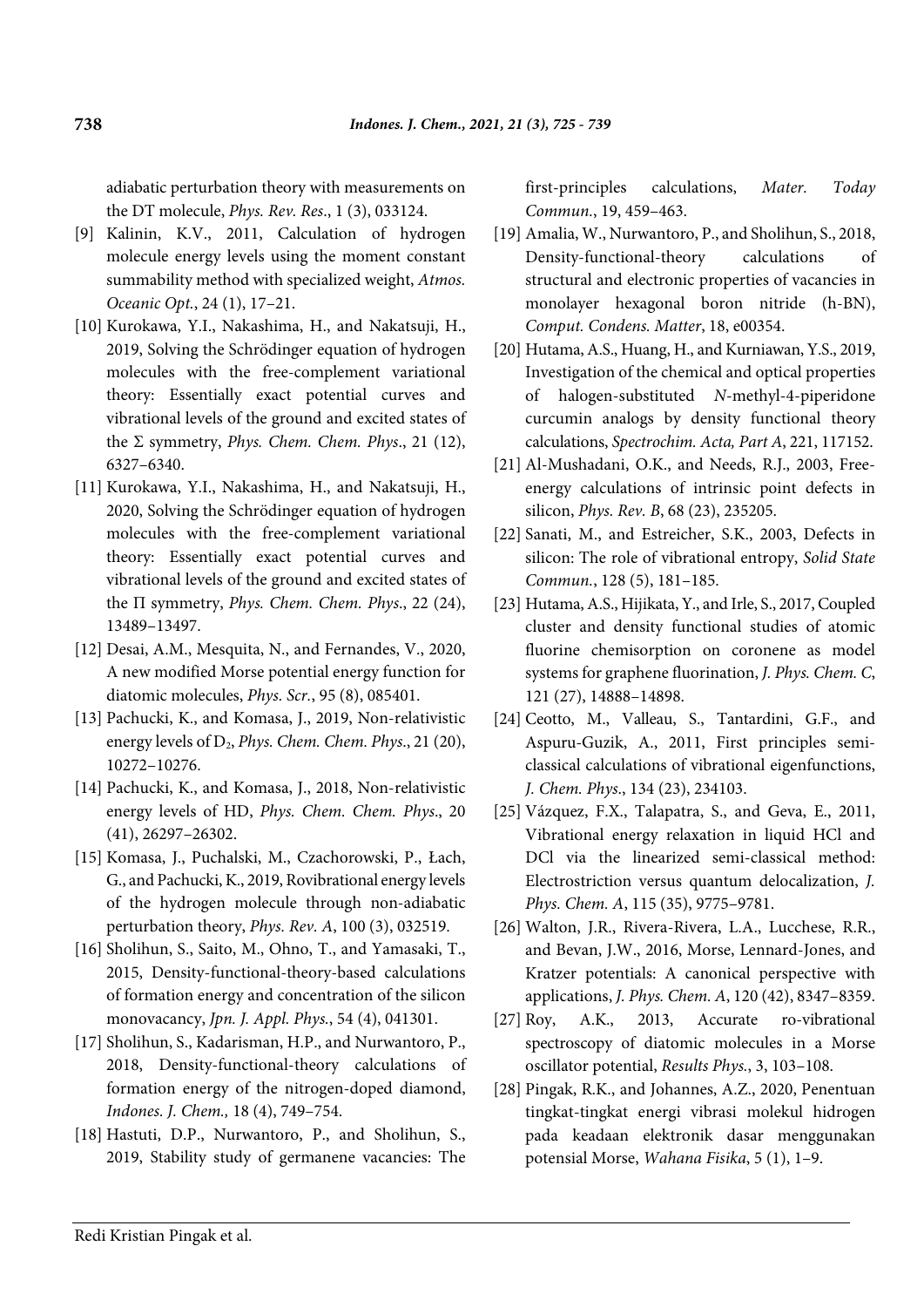adiabatic perturbation theory with measurements on the DT molecule, *Phys. Rev. Res*., 1 (3), 033124.

[9] Kalinin, K.V., 2011, Calculation of hydrogen molecule energy levels using the moment constant summability method with specialized weight, *Atmos. Oceanic Opt.*, 24 (1), 17–21.

[10] Kurokawa, Y.I., Nakashima, H., and Nakatsuji, H., 2019, Solving the Schrödinger equation of hydrogen molecules with the free-complement variational theory: Essentially exact potential curves and vibrational levels of the ground and excited states of the Σ symmetry, *Phys. Chem. Chem. Phys*., 21 (12), 6327–6340.

[11] Kurokawa, Y.I., Nakashima, H., and Nakatsuji, H., 2020, Solving the Schrödinger equation of hydrogen molecules with the free-complement variational theory: Essentially exact potential curves and vibrational levels of the ground and excited states of the Π symmetry, *Phys. Chem. Chem. Phys*., 22 (24), 13489–13497.

[12] Desai, A.M., Mesquita, N., and Fernandes, V., 2020, A new modified Morse potential energy function for diatomic molecules, *Phys. Scr.*, 95 (8), 085401.

[13] Pachucki, K., and Komasa, J., 2019, Non-relativistic energy levels of $D_2$, *Phys. Chem. Chem. Phys*., 21 (20), 10272–10276.

[14] Pachucki, K., and Komasa, J., 2018, Non-relativistic energy levels of HD, *Phys. Chem. Chem. Phys*., 20 (41), 26297–26302.

[15] Komasa, J., Puchalski, M., Czachorowski, P., Łach, G., and Pachucki, K., 2019, Rovibrational energy levels of the hydrogen molecule through non-adiabatic perturbation theory, *Phys. Rev. A*, 100 (3), 032519.

[16] Sholihun, S., Saito, M., Ohno, T., and Yamasaki, T., 2015, Density-functional-theory-based calculations of formation energy and concentration of the silicon monovacancy, *Jpn. J. Appl. Phys.*, 54 (4), 041301.

[17] Sholihun, S., Kadarisman, H.P., and Nurwantoro, P., 2018, Density-functional-theory calculations of formation energy of the nitrogen-doped diamond, *Indones. J. Chem.,* 18 (4), 749–754.

[18] Hastuti, D.P., Nurwantoro, P., and Sholihun, S., 2019, Stability study of germanene vacancies: The first-principles calculations, *Mater. Today Commun.*, 19, 459–463.

[19] Amalia, W., Nurwantoro, P., and Sholihun, S., 2018, Density-functional-theory calculations of structural and electronic properties of vacancies in monolayer hexagonal boron nitride (h-BN), *Comput. Condens. Matter*, 18, e00354.

[20] Hutama, A.S., Huang, H., and Kurniawan, Y.S., 2019, Investigation of the chemical and optical properties of halogen-substituted *N*-methyl-4-piperidone curcumin analogs by density functional theory calculations, *Spectrochim. Acta, Part A*, 221, 117152.

[21] Al-Mushadani, O.K., and Needs, R.J., 2003, Free-energy calculations of intrinsic point defects in silicon, *Phys. Rev. B*, 68 (23), 235205.

[22] Sanati, M., and Estreicher, S.K., 2003, Defects in silicon: The role of vibrational entropy, *Solid State Commun.*, 128 (5), 181–185.

[23] Hutama, A.S., Hijikata, Y., and Irle, S., 2017, Coupled cluster and density functional studies of atomic fluorine chemisorption on coronene as model systems for graphene fluorination, *J. Phys. Chem. C*, 121 (27), 14888–14898.

[24] Ceotto, M., Valleau, S., Tantardini, G.F., and Aspuru-Guzik, A., 2011, First principles semi-classical calculations of vibrational eigenfunctions, *J. Chem. Phys*., 134 (23), 234103.

[25] Vázquez, F.X., Talapatra, S., and Geva, E., 2011, Vibrational energy relaxation in liquid HCl and DCl via the linearized semi-classical method: Electrostriction versus quantum delocalization, *J. Phys. Chem. A*, 115 (35), 9775–9781.

[26] Walton, J.R., Rivera-Rivera, L.A., Lucchese, R.R., and Bevan, J.W., 2016, Morse, Lennard-Jones, and Kratzer potentials: A canonical perspective with applications, *J. Phys. Chem. A*, 120 (42), 8347–8359.

[27] Roy, A.K., 2013, Accurate ro-vibrational spectroscopy of diatomic molecules in a Morse oscillator potential, *Results Phys.*, 3, 103–108.

[28] Pingak, R.K., and Johannes, A.Z., 2020, Penentuan tingkat-tingkat energi vibrasi molekul hidrogen pada keadaan elektronik dasar menggunakan potensial Morse, *Wahana Fisika*, 5 (1), 1–9.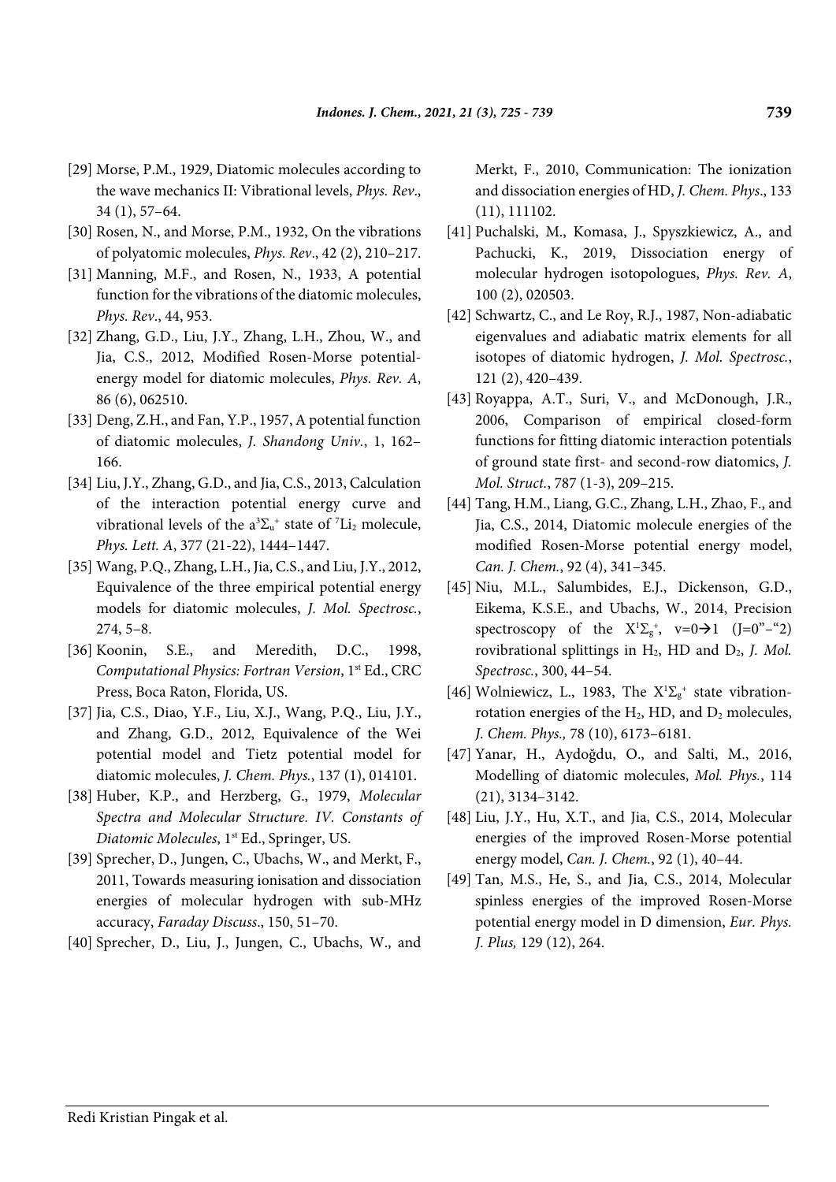[29] Morse, P.M., 1929, Diatomic molecules according to the wave mechanics II: Vibrational levels, *Phys. Rev*., 34 (1), 57–64.

[30] Rosen, N., and Morse, P.M., 1932, On the vibrations of polyatomic molecules, *Phys. Rev*., 42 (2), 210–217.

[31] Manning, M.F., and Rosen, N., 1933, A potential function for the vibrations of the diatomic molecules, *Phys. Rev*., 44, 953.

[32] Zhang, G.D., Liu, J.Y., Zhang, L.H., Zhou, W., and Jia, C.S., 2012, Modified Rosen-Morse potential-energy model for diatomic molecules, *Phys. Rev. A*, 86 (6), 062510.

[33] Deng, Z.H., and Fan, Y.P., 1957, A potential function of diatomic molecules, *J. Shandong Univ*., 1, 162–166.

[34] Liu, J.Y., Zhang, G.D., and Jia, C.S., 2013, Calculation of the interaction potential energy curve and vibrational levels of the $a^3\Sigma_u^+$ state of $^7Li_2$ molecule, *Phys. Lett. A*, 377 (21-22), 1444–1447.

[35] Wang, P.Q., Zhang, L.H., Jia, C.S., and Liu, J.Y., 2012, Equivalence of the three empirical potential energy models for diatomic molecules, *J. Mol. Spectrosc*., 274, 5–8.

[36] Koonin, S.E., and Meredith, D.C., 1998, *Computational Physics: Fortran Version*, 1st Ed., CRC Press, Boca Raton, Florida, US.

[37] Jia, C.S., Diao, Y.F., Liu, X.J., Wang, P.Q., Liu, J.Y., and Zhang, G.D., 2012, Equivalence of the Wei potential model and Tietz potential model for diatomic molecules, *J. Chem. Phys*., 137 (1), 014101.

[38] Huber, K.P., and Herzberg, G., 1979, *Molecular Spectra and Molecular Structure. IV. Constants of Diatomic Molecules*, 1st Ed., Springer, US.

[39] Sprecher, D., Jungen, C., Ubachs, W., and Merkt, F., 2011, Towards measuring ionisation and dissociation energies of molecular hydrogen with sub-MHz accuracy, *Faraday Discuss*., 150, 51–70.

[40] Sprecher, D., Liu, J., Jungen, C., Ubachs, W., and Merkt, F., 2010, Communication: The ionization and dissociation energies of HD, *J. Chem. Phys*., 133 (11), 111102.

[41] Puchalski, M., Komasa, J., Spyszkiewicz, A., and Pachucki, K., 2019, Dissociation energy of molecular hydrogen isotopologues, *Phys. Rev. A*, 100 (2), 020503.

[42] Schwartz, C., and Le Roy, R.J., 1987, Non-adiabatic eigenvalues and adiabatic matrix elements for all isotopes of diatomic hydrogen, *J. Mol. Spectrosc*., 121 (2), 420–439.

[43] Royappa, A.T., Suri, V., and McDonough, J.R., 2006, Comparison of empirical closed-form functions for fitting diatomic interaction potentials of ground state first- and second-row diatomics, *J. Mol. Struct*., 787 (1-3), 209–215.

[44] Tang, H.M., Liang, G.C., Zhang, L.H., Zhao, F., and Jia, C.S., 2014, Diatomic molecule energies of the modified Rosen-Morse potential energy model, *Can. J. Chem*., 92 (4), 341–345.

[45] Niu, M.L., Salumbides, E.J., Dickenson, G.D., Eikema, K.S.E., and Ubachs, W., 2014, Precision spectroscopy of the $X^1\Sigma_g^+$, v=0→1 (J=0"–"2) rovibrational splittings in $H_2$, HD and $D_2$, *J. Mol. Spectrosc*., 300, 44–54.

[46] Wolniewicz, L., 1983, The $X^1\Sigma_g^+$ state vibration-rotation energies of the $H_2$, HD, and $D_2$ molecules, *J. Chem. Phys.,* 78 (10), 6173–6181.

[47] Yanar, H., Aydoğdu, O., and Salti, M., 2016, Modelling of diatomic molecules, *Mol. Phys*., 114 (21), 3134–3142.

[48] Liu, J.Y., Hu, X.T., and Jia, C.S., 2014, Molecular energies of the improved Rosen-Morse potential energy model, *Can. J. Chem*., 92 (1), 40–44.

[49] Tan, M.S., He, S., and Jia, C.S., 2014, Molecular spinless energies of the improved Rosen-Morse potential energy model in D dimension, *Eur. Phys. J. Plus,* 129 (12), 264.